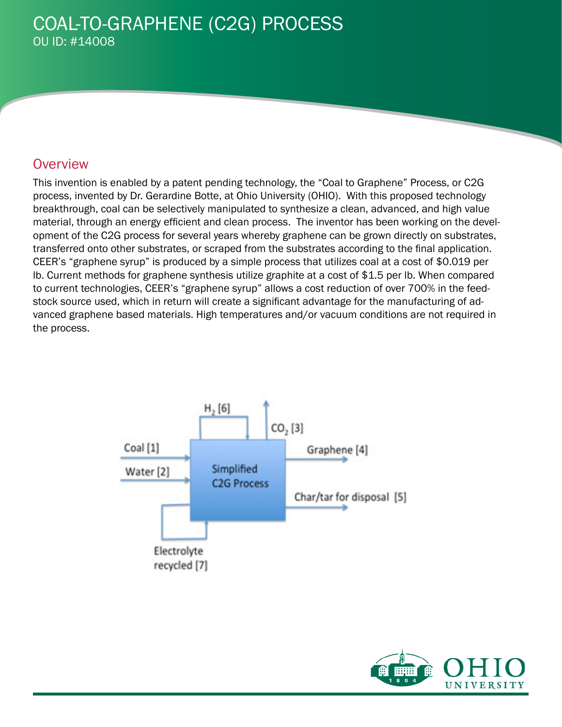# COAL-TO-GRAPHENE (C2G) PROCESS

OU ID: #14008

## Overview

This invention is enabled by a patent pending technology, the "Coal to Graphene" Process, or C2G process, invented by Dr. Gerardine Botte, at Ohio University (OHIO). With this proposed technology breakthrough, coal can be selectively manipulated to synthesize a clean, advanced, and high value material, through an energy efficient and clean process. The inventor has been working on the development of the C2G process for several years whereby graphene can be grown directly on substrates, transferred onto other substrates, or scraped from the substrates according to the final application. CEER's "graphene syrup" is produced by a simple process that utilizes coal at a cost of $0.019 per lb. Current methods for graphene synthesis utilize graphite at a cost of $1.5 per lb. When compared to current technologies, CEER's "graphene syrup" allows a cost reduction of over 700% in the feedstock source used, which in return will create a significant advantage for the manufacturing of advanced graphene based materials. High temperatures and/or vacuum conditions are not required in the process.

$H_2$ [6]

$CO_2$ [3]

Coal [1]

Water [2]

Simplified C2G Process

Graphene [4]

Char/tar for disposal [5]

Electrolyte recycled [7]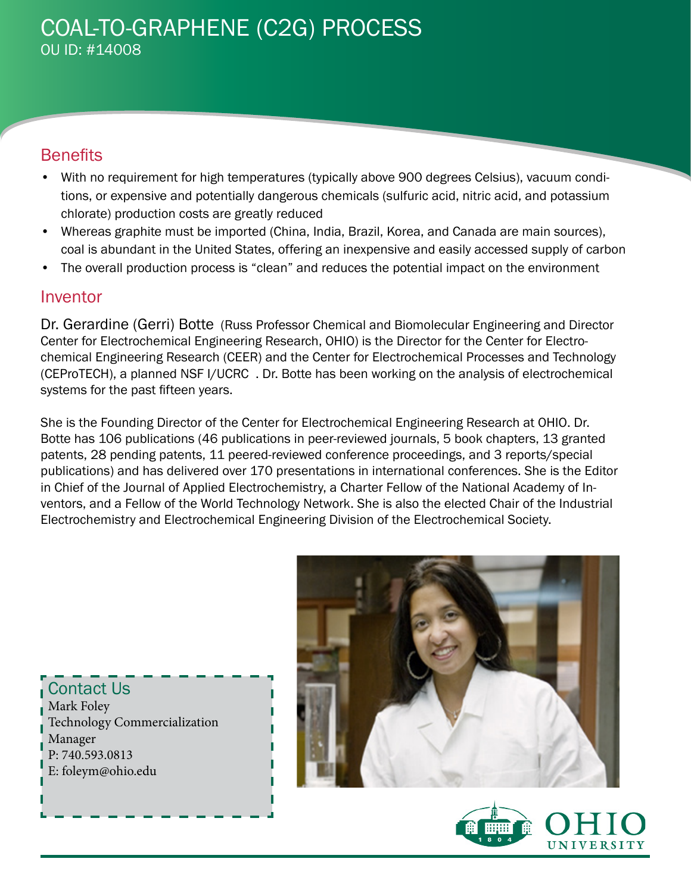# COAL-TO-GRAPHENE (C2G) PROCESS

OU ID: #14008

## Benefits

- With no requirement for high temperatures (typically above 900 degrees Celsius), vacuum conditions, or expensive and potentially dangerous chemicals (sulfuric acid, nitric acid, and potassium chlorate) production costs are greatly reduced
- Whereas graphite must be imported (China, India, Brazil, Korea, and Canada are main sources), coal is abundant in the United States, offering an inexpensive and easily accessed supply of carbon
- The overall production process is "clean" and reduces the potential impact on the environment

## Inventor

Dr. Gerardine (Gerri) Botte (Russ Professor Chemical and Biomolecular Engineering and Director Center for Electrochemical Engineering Research, OHIO) is the Director for the Center for Electrochemical Engineering Research (CEER) and the Center for Electrochemical Processes and Technology (CEProTECH), a planned NSF I/UCRC . Dr. Botte has been working on the analysis of electrochemical systems for the past fifteen years.

She is the Founding Director of the Center for Electrochemical Engineering Research at OHIO. Dr. Botte has 106 publications (46 publications in peer-reviewed journals, 5 book chapters, 13 granted patents, 28 pending patents, 11 peered-reviewed conference proceedings, and 3 reports/special publications) and has delivered over 170 presentations in international conferences. She is the Editor in Chief of the Journal of Applied Electrochemistry, a Charter Fellow of the National Academy of Inventors, and a Fellow of the World Technology Network. She is also the elected Chair of the Industrial Electrochemistry and Electrochemical Engineering Division of the Electrochemical Society.

## Contact Us

Mark Foley
Technology Commercialization Manager
P: 740.593.0813
E: foleym@ohio.edu

OHIO UNIVERSITY